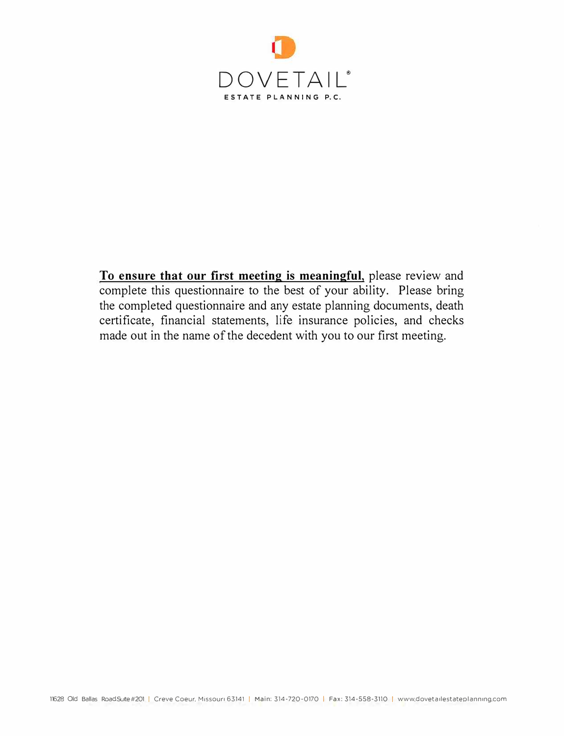# DOVETAIL®

ESTATE PLANNING P.C.

**To ensure that our first meeting is meaningful**, please review and complete this questionnaire to the best of your ability. Please bring the completed questionnaire and any estate planning documents, death certificate, financial statements, life insurance policies, and checks made out in the name of the decedent with you to our first meeting.

11628 Old Ballas Road Suite #201 | Creve Coeur, Missouri 63141 | Main: 314-720-0170 | Fax: 314-558-3110 | www.dovetailestateplanning.com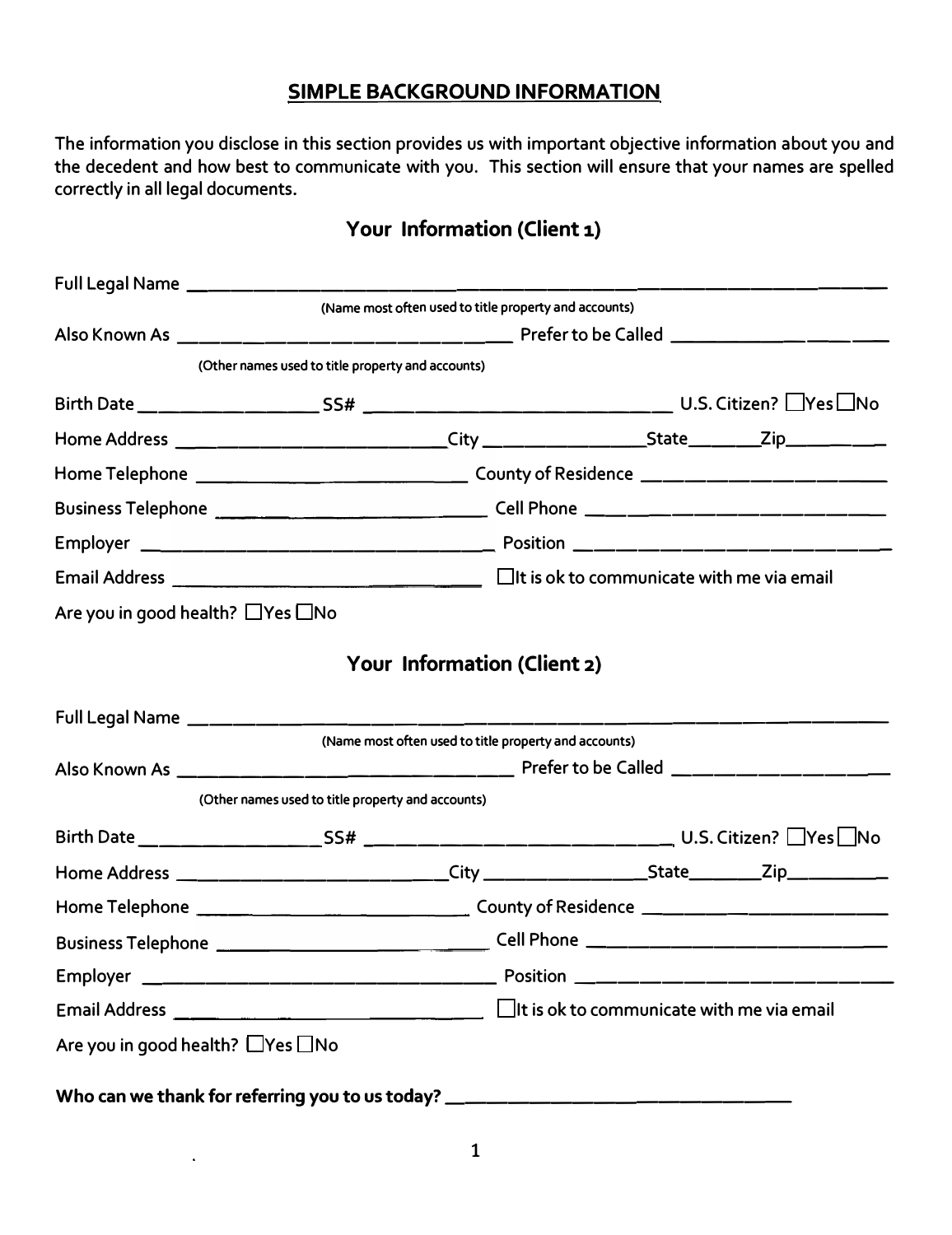## SIMPLE BACKGROUND INFORMATION

The information you disclose in this section provides us with important objective information about you and the decedent and how best to communicate with you. This section will ensure that your names are spelled correctly in all legal documents.

### Your Information (Client 1)

Full Legal Name ____________________________________________________________

(Name most often used to title property and accounts)

Also Known As ______________________________ Prefer to be Called ____________________

(Other names used to title property and accounts)

Birth Date _______________ SS# ____________________________ U.S. Citizen? ☐Yes ☐No

Home Address _________________________ City _______________ State _______ Zip _________

Home Telephone _________________________ County of Residence _______________________

Business Telephone _________________________ Cell Phone ____________________________

Employer ________________________________ Position _______________________________

Email Address ____________________________ ☐It is ok to communicate with me via email

Are you in good health? ☐Yes ☐No

### Your Information (Client 2)

Full Legal Name ____________________________________________________________

(Name most often used to title property and accounts)

Also Known As ______________________________ Prefer to be Called ____________________

(Other names used to title property and accounts)

Birth Date _______________ SS# ____________________________ U.S. Citizen? ☐Yes ☐No

Home Address _________________________ City _______________ State _______ Zip _________

Home Telephone _________________________ County of Residence _______________________

Business Telephone _________________________ Cell Phone ____________________________

Employer ________________________________ Position _______________________________

Email Address ____________________________ ☐It is ok to communicate with me via email

Are you in good health? ☐Yes ☐No

**Who can we thank for referring you to us today?** ________________________________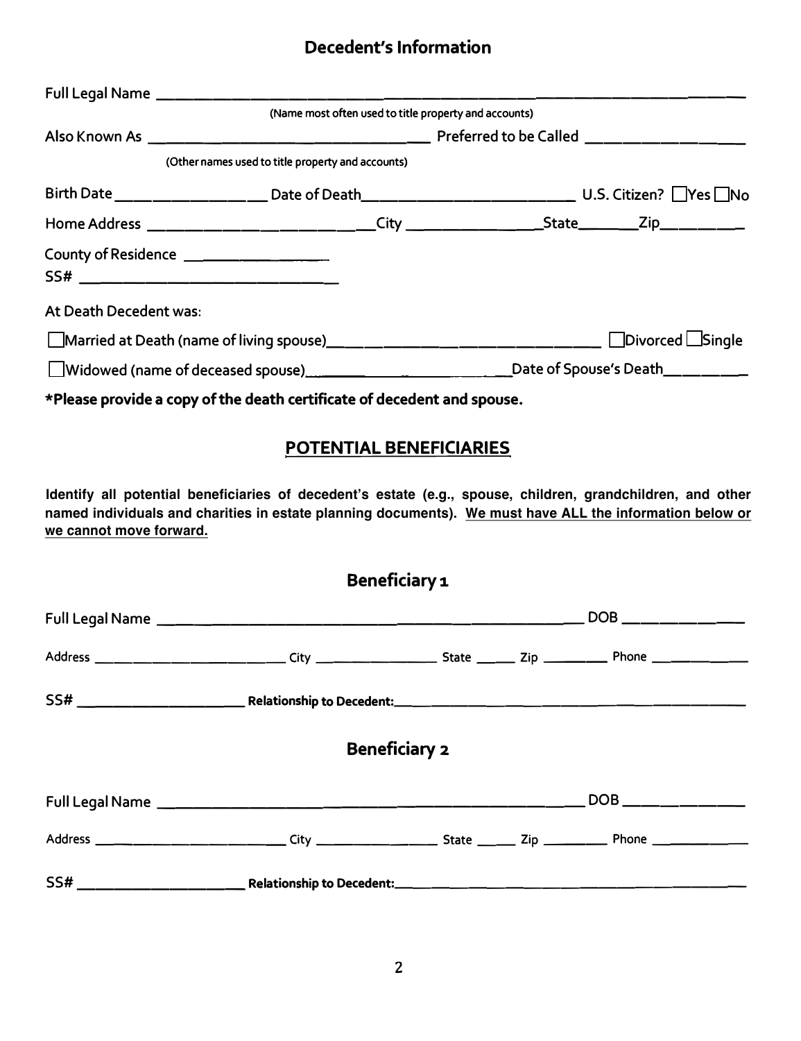## Decedent's Information

Full Legal Name ______________________________________________________________________
(Name most often used to title property and accounts)

Also Known As ______________________________ Preferred to be Called ____________________
(Other names used to title property and accounts)

Birth Date __________________ Date of Death__________________________ U.S. Citizen? ☐Yes ☐No

Home Address ___________________________City _________________State________Zip__________

County of Residence __________________

SS# ______________________________

At Death Decedent was:

☐Married at Death (name of living spouse)__________________________________ ☐Divorced ☐Single

☐Widowed (name of deceased spouse)___________________________Date of Spouse's Death__________

**\*Please provide a copy of the death certificate of decedent and spouse.**

## POTENTIAL BENEFICIARIES

**Identify all potential beneficiaries of decedent's estate (e.g., spouse, children, grandchildren, and other named individuals and charities in estate planning documents). <u>We must have ALL the information below or we cannot move forward.</u>**

### Beneficiary 1

Full Legal Name ______________________________________________________ DOB ______________

Address ___________________________ City __________________ State ______ Zip _________ Phone ______________

SS# ______________________ **Relationship to Decedent:**_____________________________________________

### Beneficiary 2

Full Legal Name ______________________________________________________ DOB ______________

Address ___________________________ City __________________ State ______ Zip _________ Phone ______________

SS# ______________________ **Relationship to Decedent:**_____________________________________________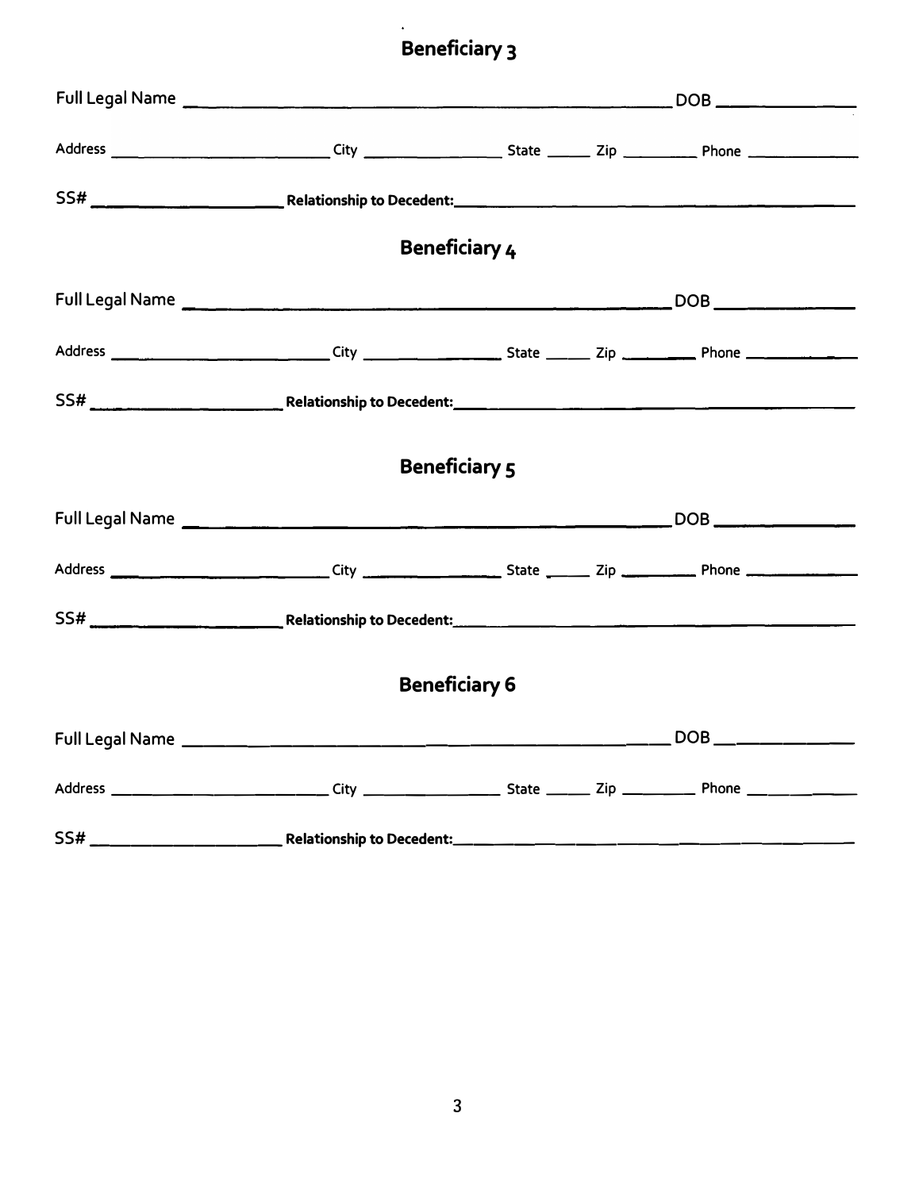## Beneficiary 3

Full Legal Name ______________________________________________ DOB ____________

Address ______________________ City ______________ State _____ Zip ________ Phone ____________

SS# __________________ **Relationship to Decedent:**____________________________________

## Beneficiary 4

Full Legal Name ______________________________________________ DOB ____________

Address ______________________ City ______________ State _____ Zip ________ Phone ____________

SS# __________________ **Relationship to Decedent:**____________________________________

## Beneficiary 5

Full Legal Name ______________________________________________ DOB ____________

Address ______________________ City ______________ State _____ Zip ________ Phone ____________

SS# __________________ **Relationship to Decedent:**____________________________________

## Beneficiary 6

Full Legal Name ______________________________________________ DOB ____________

Address ______________________ City ______________ State _____ Zip ________ Phone ____________

SS# __________________ **Relationship to Decedent:**____________________________________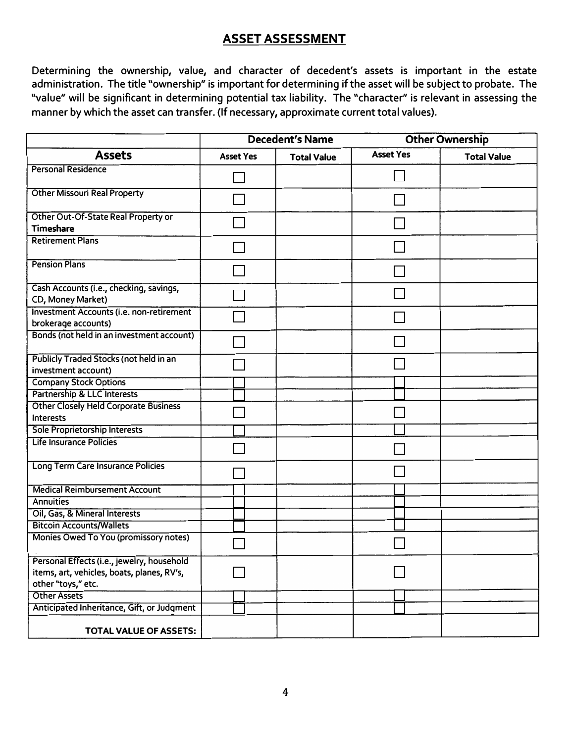## ASSET ASSESSMENT

Determining the ownership, value, and character of decedent's assets is important in the estate administration. The title "ownership" is important for determining if the asset will be subject to probate. The "value" will be significant in determining potential tax liability. The "character" is relevant in assessing the manner by which the asset can transfer. (If necessary, approximate current total values).

| | Decedent's Name | | Other Ownership | |
|---|---|---|---|---|
| **Assets** | **Asset Yes** | **Total Value** | **Asset Yes** | **Total Value** |
| Personal Residence | ☐ | | ☐ | |
| Other Missouri Real Property | ☐ | | ☐ | |
| Other Out-Of-State Real Property or **Timeshare** | ☐ | | ☐ | |
| Retirement Plans | ☐ | | ☐ | |
| Pension Plans | ☐ | | ☐ | |
| Cash Accounts (i.e., checking, savings, CD, Money Market) | ☐ | | ☐ | |
| Investment Accounts (i.e. non-retirement brokerage accounts) | ☐ | | ☐ | |
| Bonds (not held in an investment account) | ☐ | | ☐ | |
| Publicly Traded Stocks (not held in an investment account) | ☐ | | ☐ | |
| Company Stock Options | ☐ | | ☐ | |
| Partnership & LLC Interests | ☐ | | ☐ | |
| Other Closely Held Corporate Business Interests | ☐ | | ☐ | |
| Sole Proprietorship Interests | ☐ | | ☐ | |
| Life Insurance Policies | ☐ | | ☐ | |
| Long Term Care Insurance Policies | ☐ | | ☐ | |
| Medical Reimbursement Account | ☐ | | ☐ | |
| Annuities | ☐ | | ☐ | |
| Oil, Gas, & Mineral Interests | ☐ | | ☐ | |
| Bitcoin Accounts/Wallets | ☐ | | ☐ | |
| Monies Owed To You (promissory notes) | ☐ | | ☐ | |
| Personal Effects (i.e., jewelry, household items, art, vehicles, boats, planes, RV's, other "toys," etc. | ☐ | | ☐ | |
| Other Assets | ☐ | | ☐ | |
| Anticipated Inheritance, Gift, or Judgment | ☐ | | ☐ | |
| **TOTAL VALUE OF ASSETS:** | | | | |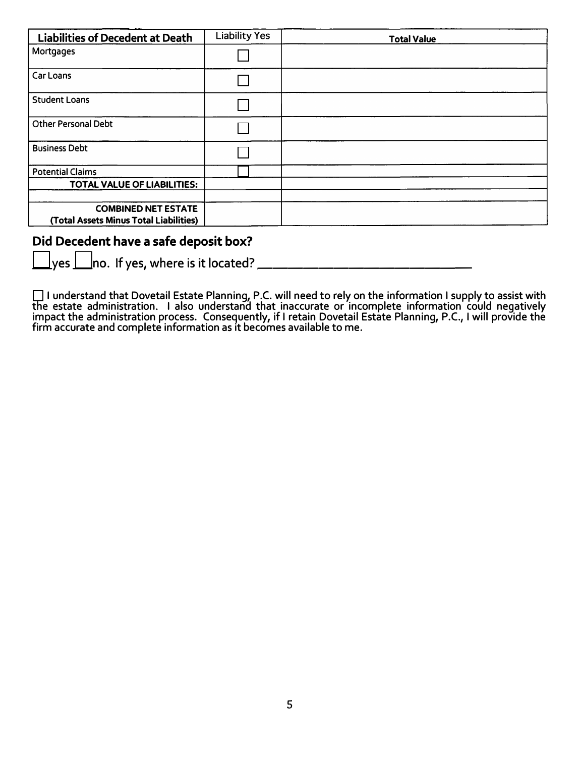| Liabilities of Decedent at Death | Liability Yes | Total Value |
|---|---|---|
| Mortgages | ☐ | |
| Car Loans | ☐ | |
| Student Loans | ☐ | |
| Other Personal Debt | ☐ | |
| Business Debt | ☐ | |
| Potential Claims | ☐ | |
| **TOTAL VALUE OF LIABILITIES:** | | |
| | | |
| **COMBINED NET ESTATE (Total Assets Minus Total Liabilities)** | | |

## Did Decedent have a safe deposit box?

☐ yes ☐ no. If yes, where is it located? ____________________________

☐ I understand that Dovetail Estate Planning, P.C. will need to rely on the information I supply to assist with the estate administration. I also understand that inaccurate or incomplete information could negatively impact the administration process. Consequently, if I retain Dovetail Estate Planning, P.C., I will provide the firm accurate and complete information as it becomes available to me.